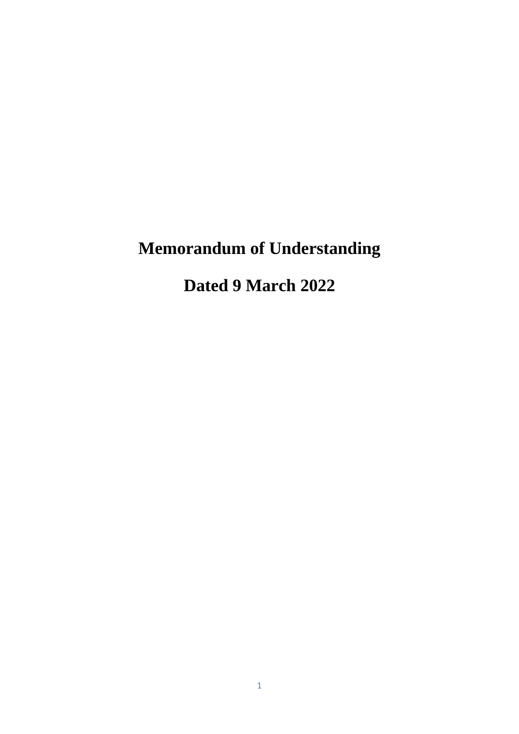# Memorandum of Understanding

# Dated 9 March 2022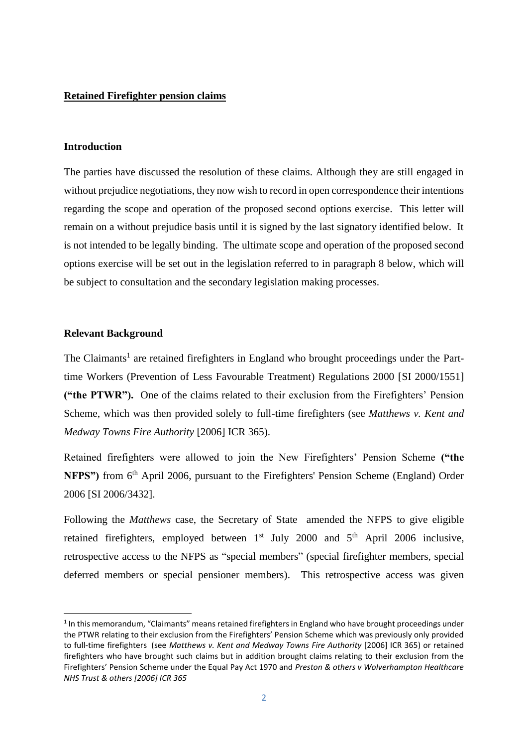**Retained Firefighter pension claims**

**Introduction**

The parties have discussed the resolution of these claims. Although they are still engaged in without prejudice negotiations, they now wish to record in open correspondence their intentions regarding the scope and operation of the proposed second options exercise. This letter will remain on a without prejudice basis until it is signed by the last signatory identified below. It is not intended to be legally binding. The ultimate scope and operation of the proposed second options exercise will be set out in the legislation referred to in paragraph 8 below, which will be subject to consultation and the secondary legislation making processes.

**Relevant Background**

The Claimants[1] are retained firefighters in England who brought proceedings under the Part-time Workers (Prevention of Less Favourable Treatment) Regulations 2000 [SI 2000/1551] **("the PTWR").** One of the claims related to their exclusion from the Firefighters' Pension Scheme, which was then provided solely to full-time firefighters (see *Matthews v. Kent and Medway Towns Fire Authority* [2006] ICR 365).

Retained firefighters were allowed to join the New Firefighters' Pension Scheme **("the NFPS")** from 6th April 2006, pursuant to the Firefighters' Pension Scheme (England) Order 2006 [SI 2006/3432].

Following the *Matthews* case, the Secretary of State amended the NFPS to give eligible retained firefighters, employed between 1st July 2000 and 5th April 2006 inclusive, retrospective access to the NFPS as "special members" (special firefighter members, special deferred members or special pensioner members). This retrospective access was given

[1] In this memorandum, "Claimants" means retained firefighters in England who have brought proceedings under the PTWR relating to their exclusion from the Firefighters' Pension Scheme which was previously only provided to full-time firefighters (see *Matthews v. Kent and Medway Towns Fire Authority* [2006] ICR 365) or retained firefighters who have brought such claims but in addition brought claims relating to their exclusion from the Firefighters' Pension Scheme under the Equal Pay Act 1970 and *Preston & others v Wolverhampton Healthcare NHS Trust & others [2006] ICR 365*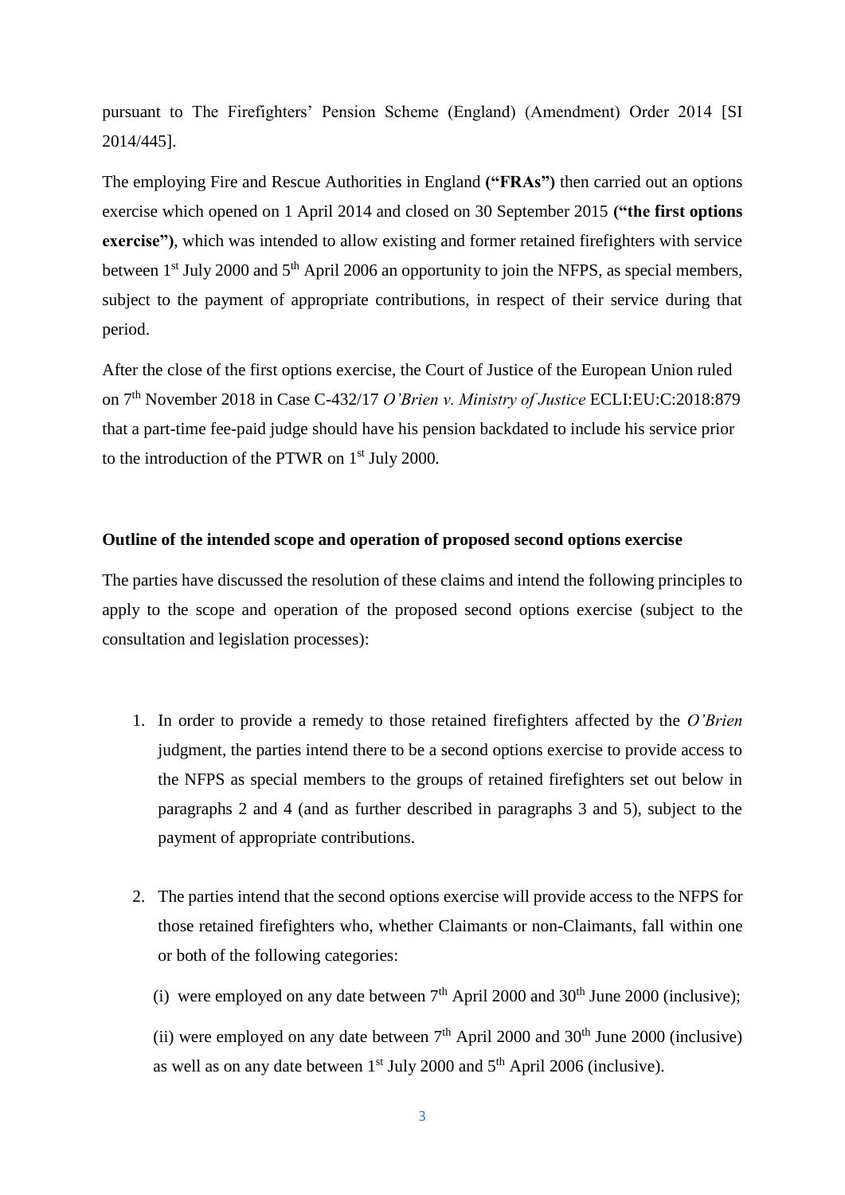pursuant to The Firefighters' Pension Scheme (England) (Amendment) Order 2014 [SI 2014/445].

The employing Fire and Rescue Authorities in England **("FRAs")** then carried out an options exercise which opened on 1 April 2014 and closed on 30 September 2015 **("the first options exercise")**, which was intended to allow existing and former retained firefighters with service between 1st July 2000 and 5th April 2006 an opportunity to join the NFPS, as special members, subject to the payment of appropriate contributions, in respect of their service during that period.

After the close of the first options exercise, the Court of Justice of the European Union ruled on 7th November 2018 in Case C-432/17 *O'Brien v. Ministry of Justice* ECLI:EU:C:2018:879 that a part-time fee-paid judge should have his pension backdated to include his service prior to the introduction of the PTWR on 1st July 2000.

**Outline of the intended scope and operation of proposed second options exercise**

The parties have discussed the resolution of these claims and intend the following principles to apply to the scope and operation of the proposed second options exercise (subject to the consultation and legislation processes):

1. In order to provide a remedy to those retained firefighters affected by the *O'Brien* judgment, the parties intend there to be a second options exercise to provide access to the NFPS as special members to the groups of retained firefighters set out below in paragraphs 2 and 4 (and as further described in paragraphs 3 and 5), subject to the payment of appropriate contributions.

2. The parties intend that the second options exercise will provide access to the NFPS for those retained firefighters who, whether Claimants or non-Claimants, fall within one or both of the following categories:

   (i) were employed on any date between 7th April 2000 and 30th June 2000 (inclusive);

   (ii) were employed on any date between 7th April 2000 and 30th June 2000 (inclusive) as well as on any date between 1st July 2000 and 5th April 2006 (inclusive).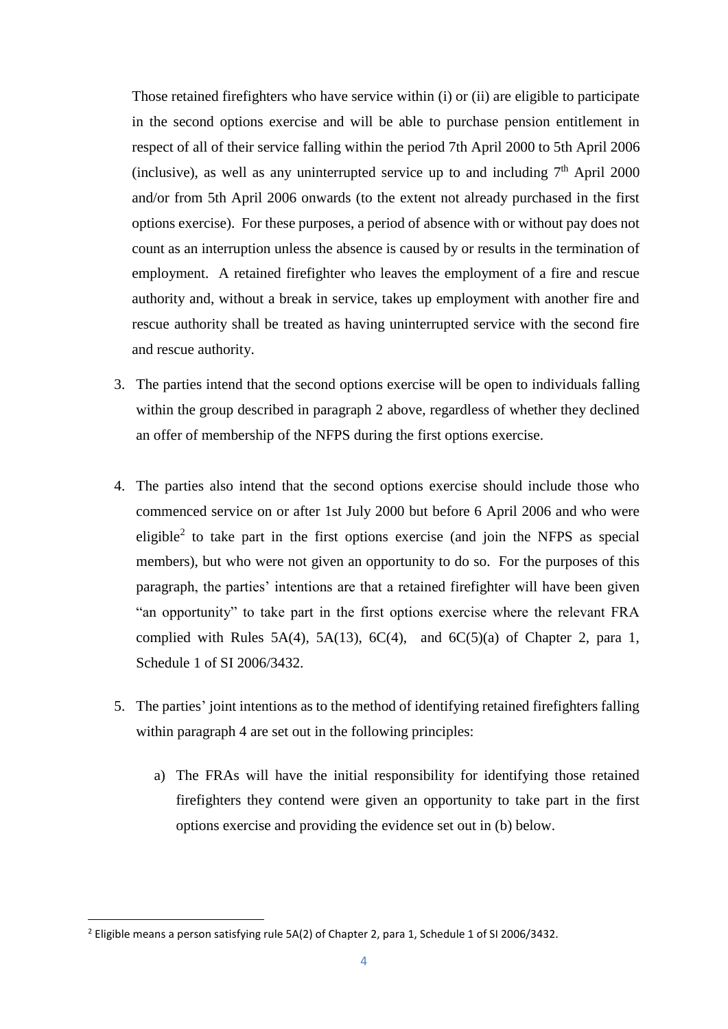Those retained firefighters who have service within (i) or (ii) are eligible to participate in the second options exercise and will be able to purchase pension entitlement in respect of all of their service falling within the period 7th April 2000 to 5th April 2006 (inclusive), as well as any uninterrupted service up to and including 7th April 2000 and/or from 5th April 2006 onwards (to the extent not already purchased in the first options exercise). For these purposes, a period of absence with or without pay does not count as an interruption unless the absence is caused by or results in the termination of employment. A retained firefighter who leaves the employment of a fire and rescue authority and, without a break in service, takes up employment with another fire and rescue authority shall be treated as having uninterrupted service with the second fire and rescue authority.

3. The parties intend that the second options exercise will be open to individuals falling within the group described in paragraph 2 above, regardless of whether they declined an offer of membership of the NFPS during the first options exercise.

4. The parties also intend that the second options exercise should include those who commenced service on or after 1st July 2000 but before 6 April 2006 and who were eligible[2] to take part in the first options exercise (and join the NFPS as special members), but who were not given an opportunity to do so. For the purposes of this paragraph, the parties' intentions are that a retained firefighter will have been given "an opportunity" to take part in the first options exercise where the relevant FRA complied with Rules 5A(4), 5A(13), 6C(4), and 6C(5)(a) of Chapter 2, para 1, Schedule 1 of SI 2006/3432.

5. The parties' joint intentions as to the method of identifying retained firefighters falling within paragraph 4 are set out in the following principles:

   a) The FRAs will have the initial responsibility for identifying those retained firefighters they contend were given an opportunity to take part in the first options exercise and providing the evidence set out in (b) below.

---

[2] Eligible means a person satisfying rule 5A(2) of Chapter 2, para 1, Schedule 1 of SI 2006/3432.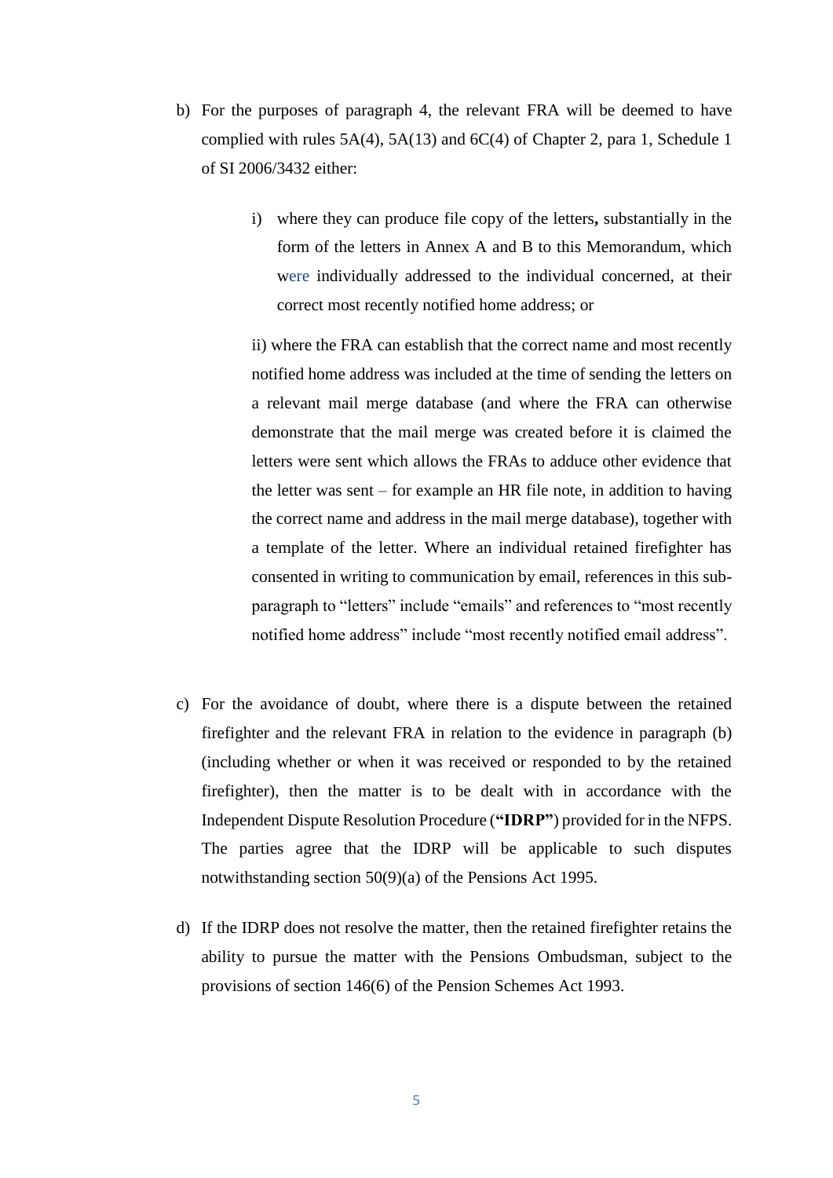b) For the purposes of paragraph 4, the relevant FRA will be deemed to have complied with rules 5A(4), 5A(13) and 6C(4) of Chapter 2, para 1, Schedule 1 of SI 2006/3432 either:

   i) where they can produce file copy of the letters**,** substantially in the form of the letters in Annex A and B to this Memorandum, which were individually addressed to the individual concerned, at their correct most recently notified home address; or

   ii) where the FRA can establish that the correct name and most recently notified home address was included at the time of sending the letters on a relevant mail merge database (and where the FRA can otherwise demonstrate that the mail merge was created before it is claimed the letters were sent which allows the FRAs to adduce other evidence that the letter was sent – for example an HR file note, in addition to having the correct name and address in the mail merge database), together with a template of the letter. Where an individual retained firefighter has consented in writing to communication by email, references in this sub-paragraph to "letters" include "emails" and references to "most recently notified home address" include "most recently notified email address".

c) For the avoidance of doubt, where there is a dispute between the retained firefighter and the relevant FRA in relation to the evidence in paragraph (b) (including whether or when it was received or responded to by the retained firefighter), then the matter is to be dealt with in accordance with the Independent Dispute Resolution Procedure (**"IDRP"**) provided for in the NFPS. The parties agree that the IDRP will be applicable to such disputes notwithstanding section 50(9)(a) of the Pensions Act 1995.

d) If the IDRP does not resolve the matter, then the retained firefighter retains the ability to pursue the matter with the Pensions Ombudsman, subject to the provisions of section 146(6) of the Pension Schemes Act 1993.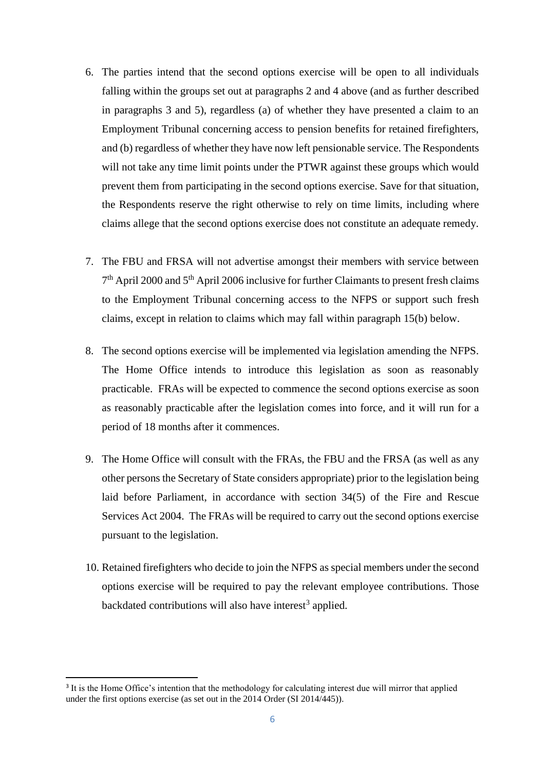6. The parties intend that the second options exercise will be open to all individuals falling within the groups set out at paragraphs 2 and 4 above (and as further described in paragraphs 3 and 5), regardless (a) of whether they have presented a claim to an Employment Tribunal concerning access to pension benefits for retained firefighters, and (b) regardless of whether they have now left pensionable service. The Respondents will not take any time limit points under the PTWR against these groups which would prevent them from participating in the second options exercise. Save for that situation, the Respondents reserve the right otherwise to rely on time limits, including where claims allege that the second options exercise does not constitute an adequate remedy.

7. The FBU and FRSA will not advertise amongst their members with service between 7th April 2000 and 5th April 2006 inclusive for further Claimants to present fresh claims to the Employment Tribunal concerning access to the NFPS or support such fresh claims, except in relation to claims which may fall within paragraph 15(b) below.

8. The second options exercise will be implemented via legislation amending the NFPS. The Home Office intends to introduce this legislation as soon as reasonably practicable. FRAs will be expected to commence the second options exercise as soon as reasonably practicable after the legislation comes into force, and it will run for a period of 18 months after it commences.

9. The Home Office will consult with the FRAs, the FBU and the FRSA (as well as any other persons the Secretary of State considers appropriate) prior to the legislation being laid before Parliament, in accordance with section 34(5) of the Fire and Rescue Services Act 2004. The FRAs will be required to carry out the second options exercise pursuant to the legislation.

10. Retained firefighters who decide to join the NFPS as special members under the second options exercise will be required to pay the relevant employee contributions. Those backdated contributions will also have interest[3] applied.

[3] It is the Home Office's intention that the methodology for calculating interest due will mirror that applied under the first options exercise (as set out in the 2014 Order (SI 2014/445)).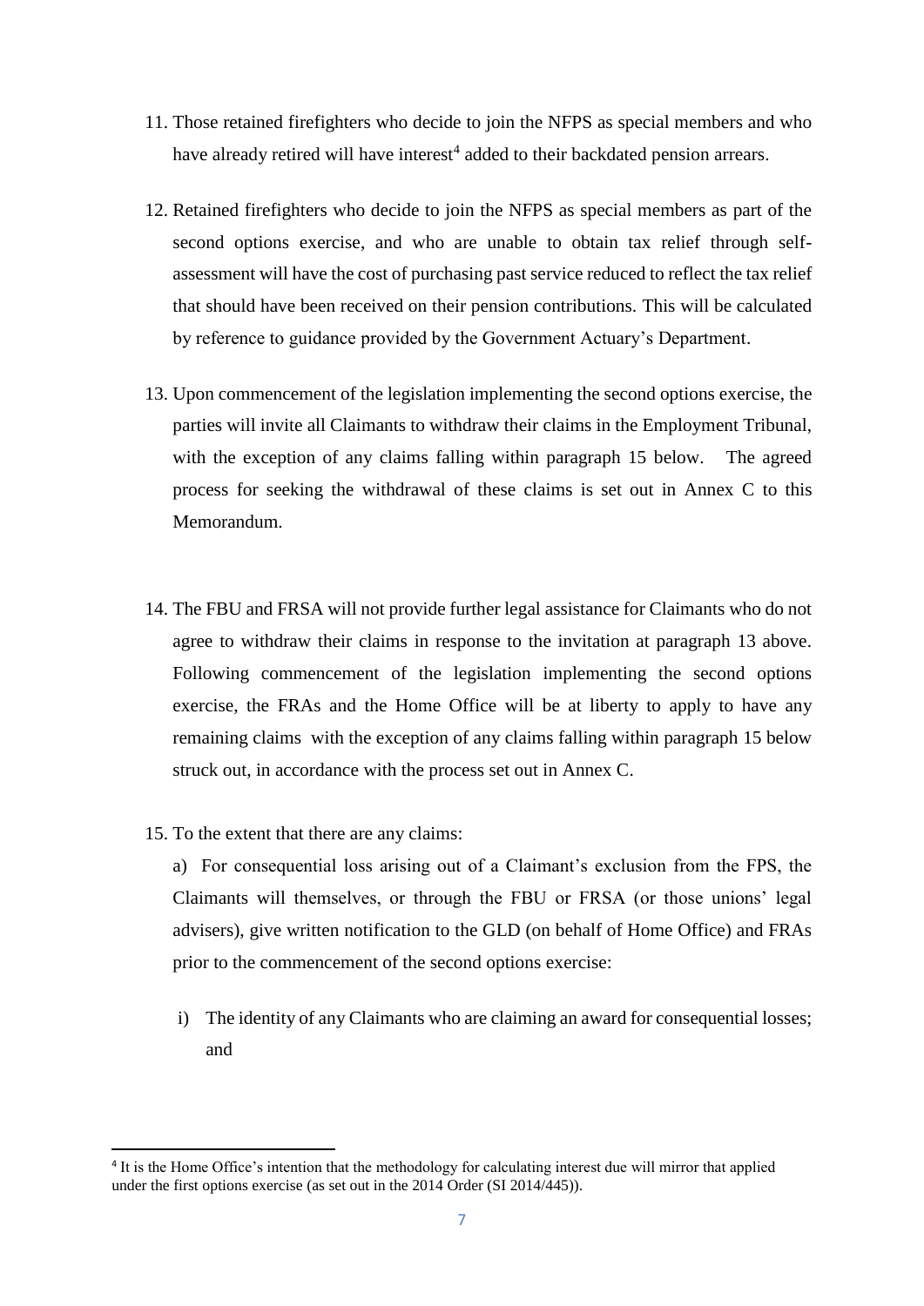11. Those retained firefighters who decide to join the NFPS as special members and who have already retired will have interest[4] added to their backdated pension arrears.

12. Retained firefighters who decide to join the NFPS as special members as part of the second options exercise, and who are unable to obtain tax relief through self-assessment will have the cost of purchasing past service reduced to reflect the tax relief that should have been received on their pension contributions. This will be calculated by reference to guidance provided by the Government Actuary's Department.

13. Upon commencement of the legislation implementing the second options exercise, the parties will invite all Claimants to withdraw their claims in the Employment Tribunal, with the exception of any claims falling within paragraph 15 below. The agreed process for seeking the withdrawal of these claims is set out in Annex C to this Memorandum.

14. The FBU and FRSA will not provide further legal assistance for Claimants who do not agree to withdraw their claims in response to the invitation at paragraph 13 above. Following commencement of the legislation implementing the second options exercise, the FRAs and the Home Office will be at liberty to apply to have any remaining claims with the exception of any claims falling within paragraph 15 below struck out, in accordance with the process set out in Annex C.

15. To the extent that there are any claims:

    a) For consequential loss arising out of a Claimant's exclusion from the FPS, the Claimants will themselves, or through the FBU or FRSA (or those unions' legal advisers), give written notification to the GLD (on behalf of Home Office) and FRAs prior to the commencement of the second options exercise:

    i) The identity of any Claimants who are claiming an award for consequential losses; and

[4] It is the Home Office's intention that the methodology for calculating interest due will mirror that applied under the first options exercise (as set out in the 2014 Order (SI 2014/445)).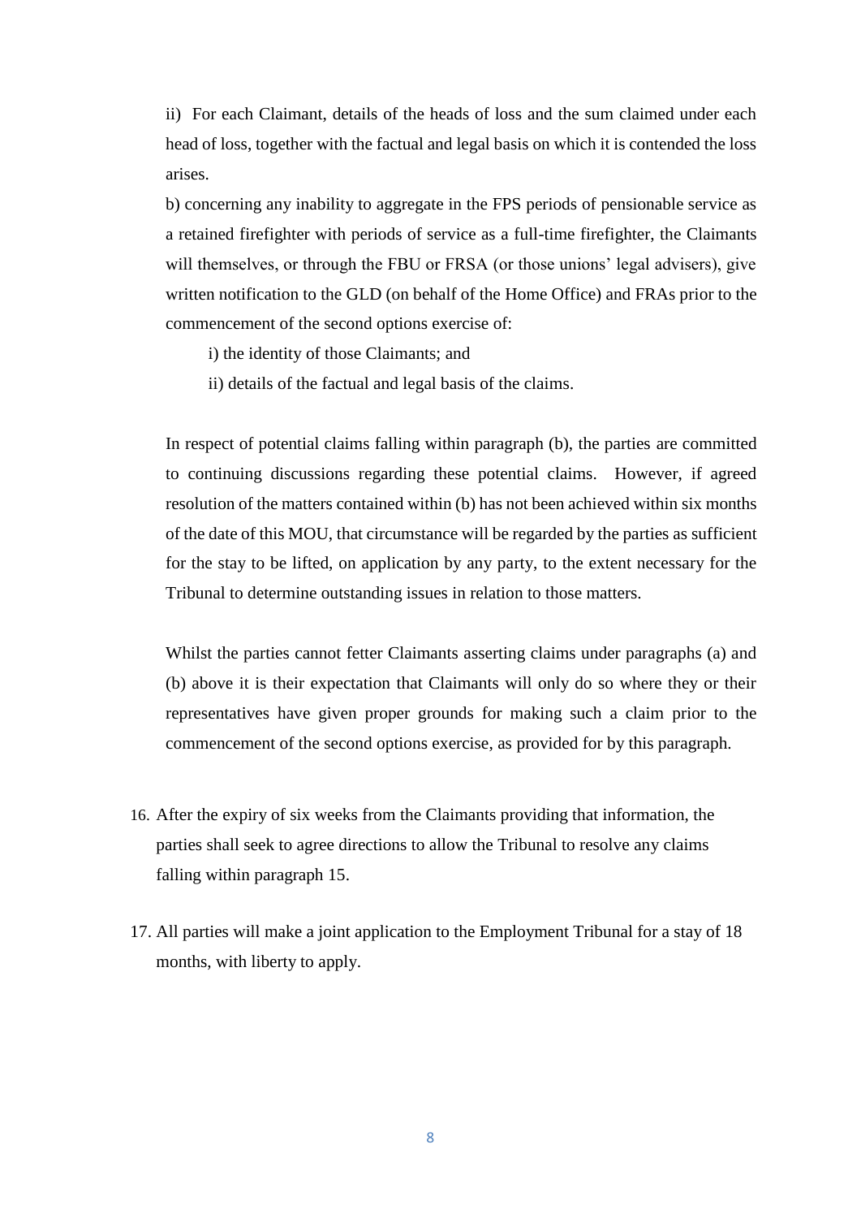ii) For each Claimant, details of the heads of loss and the sum claimed under each head of loss, together with the factual and legal basis on which it is contended the loss arises.

b) concerning any inability to aggregate in the FPS periods of pensionable service as a retained firefighter with periods of service as a full-time firefighter, the Claimants will themselves, or through the FBU or FRSA (or those unions' legal advisers), give written notification to the GLD (on behalf of the Home Office) and FRAs prior to the commencement of the second options exercise of:

i) the identity of those Claimants; and

ii) details of the factual and legal basis of the claims.

In respect of potential claims falling within paragraph (b), the parties are committed to continuing discussions regarding these potential claims. However, if agreed resolution of the matters contained within (b) has not been achieved within six months of the date of this MOU, that circumstance will be regarded by the parties as sufficient for the stay to be lifted, on application by any party, to the extent necessary for the Tribunal to determine outstanding issues in relation to those matters.

Whilst the parties cannot fetter Claimants asserting claims under paragraphs (a) and (b) above it is their expectation that Claimants will only do so where they or their representatives have given proper grounds for making such a claim prior to the commencement of the second options exercise, as provided for by this paragraph.

16. After the expiry of six weeks from the Claimants providing that information, the parties shall seek to agree directions to allow the Tribunal to resolve any claims falling within paragraph 15.

17. All parties will make a joint application to the Employment Tribunal for a stay of 18 months, with liberty to apply.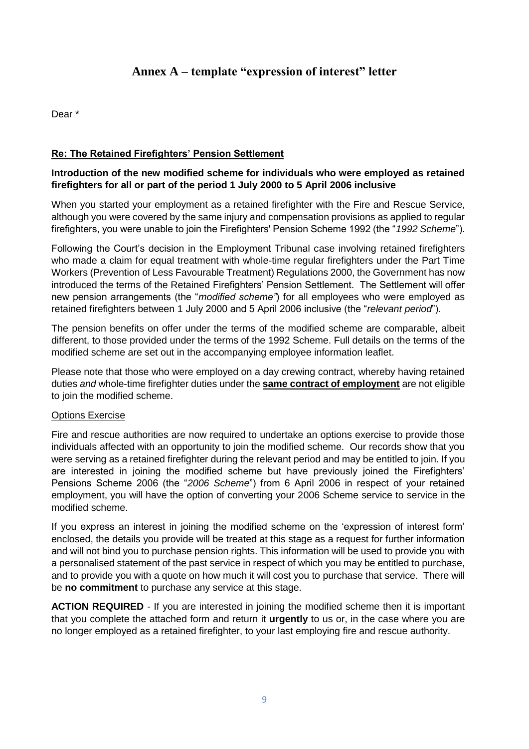## Annex A – template "expression of interest" letter

Dear *

**Re: The Retained Firefighters' Pension Settlement**

**Introduction of the new modified scheme for individuals who were employed as retained firefighters for all or part of the period 1 July 2000 to 5 April 2006 inclusive**

When you started your employment as a retained firefighter with the Fire and Rescue Service, although you were covered by the same injury and compensation provisions as applied to regular firefighters, you were unable to join the Firefighters' Pension Scheme 1992 (the "*1992 Scheme*").

Following the Court's decision in the Employment Tribunal case involving retained firefighters who made a claim for equal treatment with whole-time regular firefighters under the Part Time Workers (Prevention of Less Favourable Treatment) Regulations 2000, the Government has now introduced the terms of the Retained Firefighters' Pension Settlement. The Settlement will offer new pension arrangements (the "*modified scheme*") for all employees who were employed as retained firefighters between 1 July 2000 and 5 April 2006 inclusive (the "*relevant period*").

The pension benefits on offer under the terms of the modified scheme are comparable, albeit different, to those provided under the terms of the 1992 Scheme. Full details on the terms of the modified scheme are set out in the accompanying employee information leaflet.

Please note that those who were employed on a day crewing contract, whereby having retained duties *and* whole-time firefighter duties under the **same contract of employment** are not eligible to join the modified scheme.

Options Exercise

Fire and rescue authorities are now required to undertake an options exercise to provide those individuals affected with an opportunity to join the modified scheme. Our records show that you were serving as a retained firefighter during the relevant period and may be entitled to join. If you are interested in joining the modified scheme but have previously joined the Firefighters' Pensions Scheme 2006 (the "*2006 Scheme*") from 6 April 2006 in respect of your retained employment, you will have the option of converting your 2006 Scheme service to service in the modified scheme.

If you express an interest in joining the modified scheme on the 'expression of interest form' enclosed, the details you provide will be treated at this stage as a request for further information and will not bind you to purchase pension rights. This information will be used to provide you with a personalised statement of the past service in respect of which you may be entitled to purchase, and to provide you with a quote on how much it will cost you to purchase that service. There will be **no commitment** to purchase any service at this stage.

**ACTION REQUIRED** - If you are interested in joining the modified scheme then it is important that you complete the attached form and return it **urgently** to us or, in the case where you are no longer employed as a retained firefighter, to your last employing fire and rescue authority.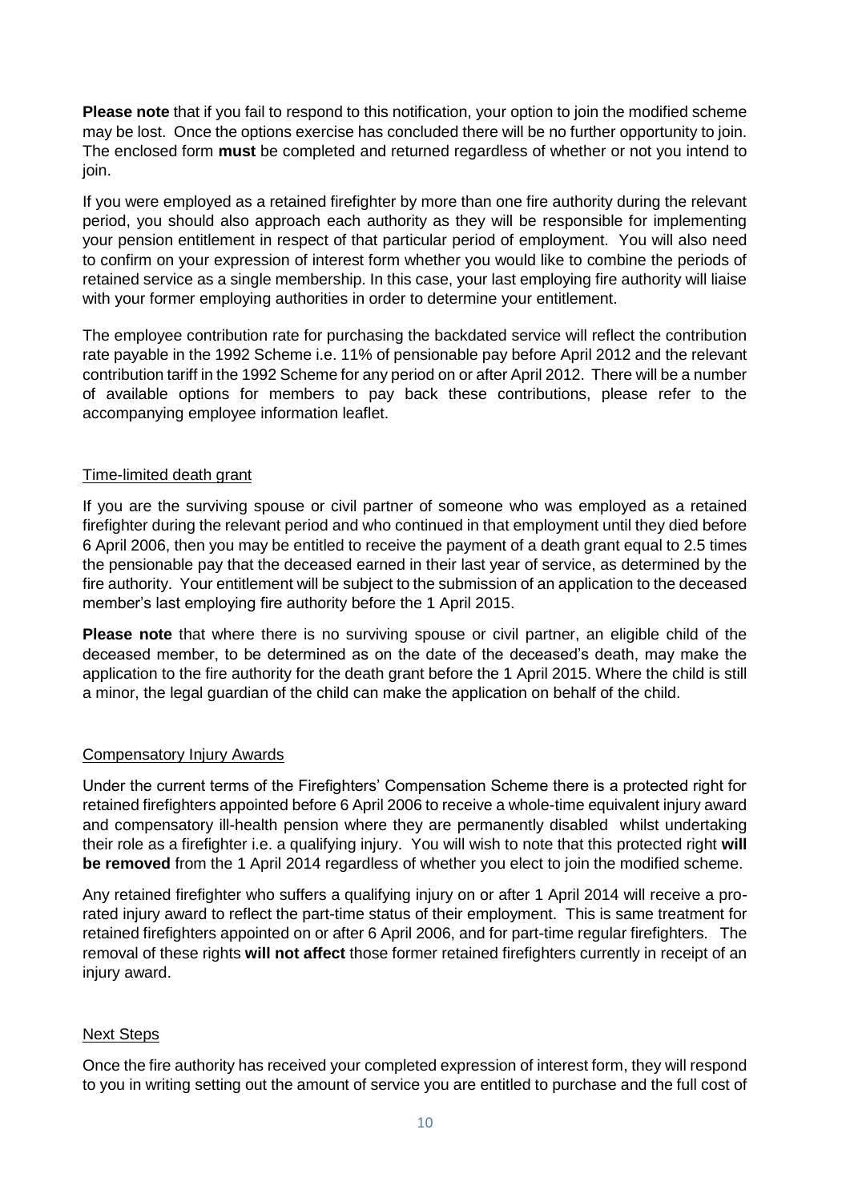**Please note** that if you fail to respond to this notification, your option to join the modified scheme may be lost. Once the options exercise has concluded there will be no further opportunity to join. The enclosed form **must** be completed and returned regardless of whether or not you intend to join.

If you were employed as a retained firefighter by more than one fire authority during the relevant period, you should also approach each authority as they will be responsible for implementing your pension entitlement in respect of that particular period of employment. You will also need to confirm on your expression of interest form whether you would like to combine the periods of retained service as a single membership. In this case, your last employing fire authority will liaise with your former employing authorities in order to determine your entitlement.

The employee contribution rate for purchasing the backdated service will reflect the contribution rate payable in the 1992 Scheme i.e. 11% of pensionable pay before April 2012 and the relevant contribution tariff in the 1992 Scheme for any period on or after April 2012. There will be a number of available options for members to pay back these contributions, please refer to the accompanying employee information leaflet.

## Time-limited death grant

If you are the surviving spouse or civil partner of someone who was employed as a retained firefighter during the relevant period and who continued in that employment until they died before 6 April 2006, then you may be entitled to receive the payment of a death grant equal to 2.5 times the pensionable pay that the deceased earned in their last year of service, as determined by the fire authority. Your entitlement will be subject to the submission of an application to the deceased member's last employing fire authority before the 1 April 2015.

**Please note** that where there is no surviving spouse or civil partner, an eligible child of the deceased member, to be determined as on the date of the deceased's death, may make the application to the fire authority for the death grant before the 1 April 2015. Where the child is still a minor, the legal guardian of the child can make the application on behalf of the child.

## Compensatory Injury Awards

Under the current terms of the Firefighters' Compensation Scheme there is a protected right for retained firefighters appointed before 6 April 2006 to receive a whole-time equivalent injury award and compensatory ill-health pension where they are permanently disabled whilst undertaking their role as a firefighter i.e. a qualifying injury. You will wish to note that this protected right **will be removed** from the 1 April 2014 regardless of whether you elect to join the modified scheme.

Any retained firefighter who suffers a qualifying injury on or after 1 April 2014 will receive a pro-rated injury award to reflect the part-time status of their employment. This is same treatment for retained firefighters appointed on or after 6 April 2006, and for part-time regular firefighters. The removal of these rights **will not affect** those former retained firefighters currently in receipt of an injury award.

## Next Steps

Once the fire authority has received your completed expression of interest form, they will respond to you in writing setting out the amount of service you are entitled to purchase and the full cost of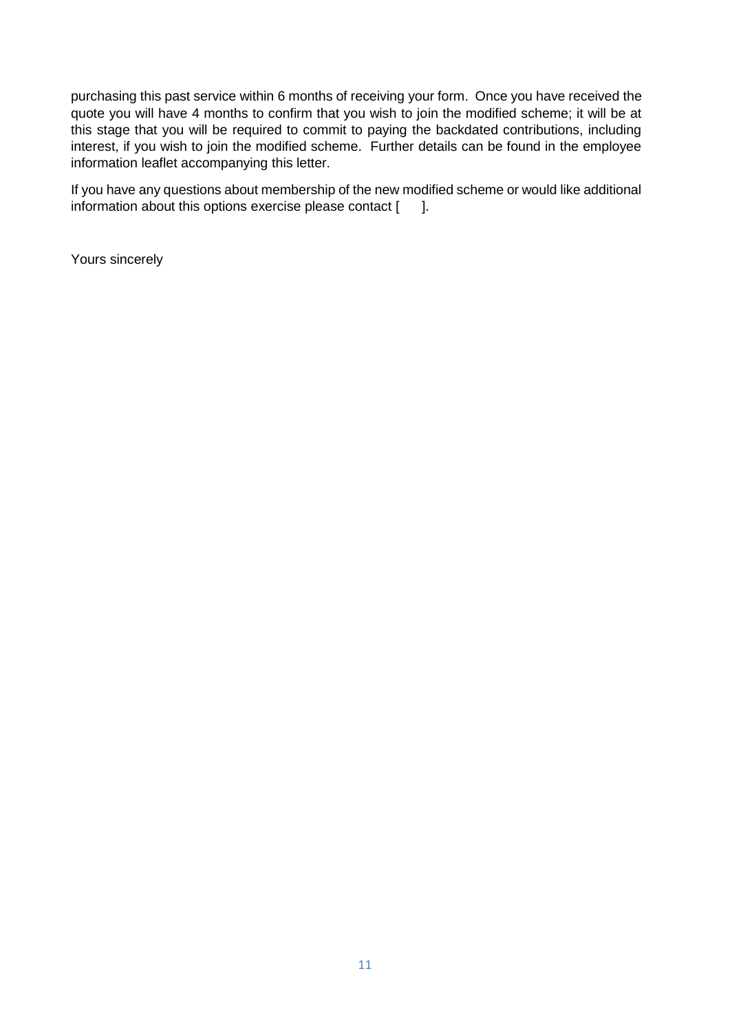purchasing this past service within 6 months of receiving your form. Once you have received the quote you will have 4 months to confirm that you wish to join the modified scheme; it will be at this stage that you will be required to commit to paying the backdated contributions, including interest, if you wish to join the modified scheme. Further details can be found in the employee information leaflet accompanying this letter.

If you have any questions about membership of the new modified scheme or would like additional information about this options exercise please contact [ ].

Yours sincerely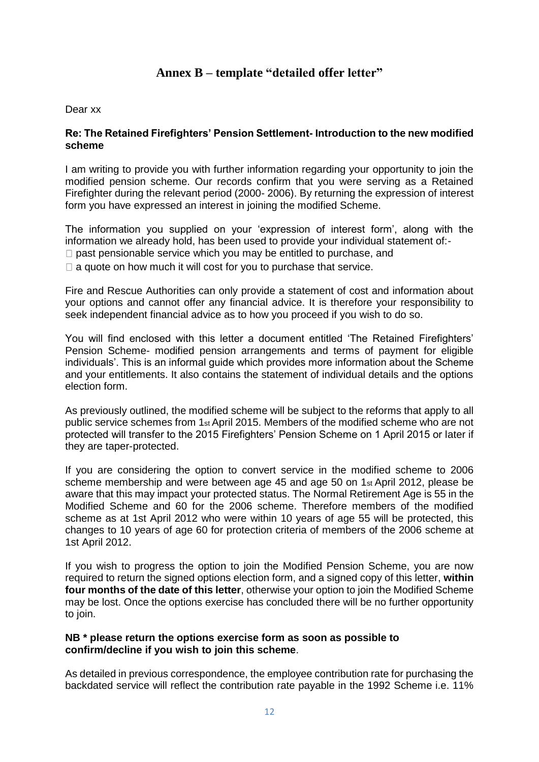## Annex B – template "detailed offer letter"

Dear xx

**Re: The Retained Firefighters' Pension Settlement- Introduction to the new modified scheme**

I am writing to provide you with further information regarding your opportunity to join the modified pension scheme. Our records confirm that you were serving as a Retained Firefighter during the relevant period (2000- 2006). By returning the expression of interest form you have expressed an interest in joining the modified Scheme.

The information you supplied on your 'expression of interest form', along with the information we already hold, has been used to provide your individual statement of:-

- past pensionable service which you may be entitled to purchase, and
- a quote on how much it will cost for you to purchase that service.

Fire and Rescue Authorities can only provide a statement of cost and information about your options and cannot offer any financial advice. It is therefore your responsibility to seek independent financial advice as to how you proceed if you wish to do so.

You will find enclosed with this letter a document entitled 'The Retained Firefighters' Pension Scheme- modified pension arrangements and terms of payment for eligible individuals'. This is an informal guide which provides more information about the Scheme and your entitlements. It also contains the statement of individual details and the options election form.

As previously outlined, the modified scheme will be subject to the reforms that apply to all public service schemes from 1st April 2015. Members of the modified scheme who are not protected will transfer to the 2015 Firefighters' Pension Scheme on 1 April 2015 or later if they are taper-protected.

If you are considering the option to convert service in the modified scheme to 2006 scheme membership and were between age 45 and age 50 on 1st April 2012, please be aware that this may impact your protected status. The Normal Retirement Age is 55 in the Modified Scheme and 60 for the 2006 scheme. Therefore members of the modified scheme as at 1st April 2012 who were within 10 years of age 55 will be protected, this changes to 10 years of age 60 for protection criteria of members of the 2006 scheme at 1st April 2012.

If you wish to progress the option to join the Modified Pension Scheme, you are now required to return the signed options election form, and a signed copy of this letter, **within four months of the date of this letter**, otherwise your option to join the Modified Scheme may be lost. Once the options exercise has concluded there will be no further opportunity to join.

**NB * please return the options exercise form as soon as possible to confirm/decline if you wish to join this scheme**.

As detailed in previous correspondence, the employee contribution rate for purchasing the backdated service will reflect the contribution rate payable in the 1992 Scheme i.e. 11%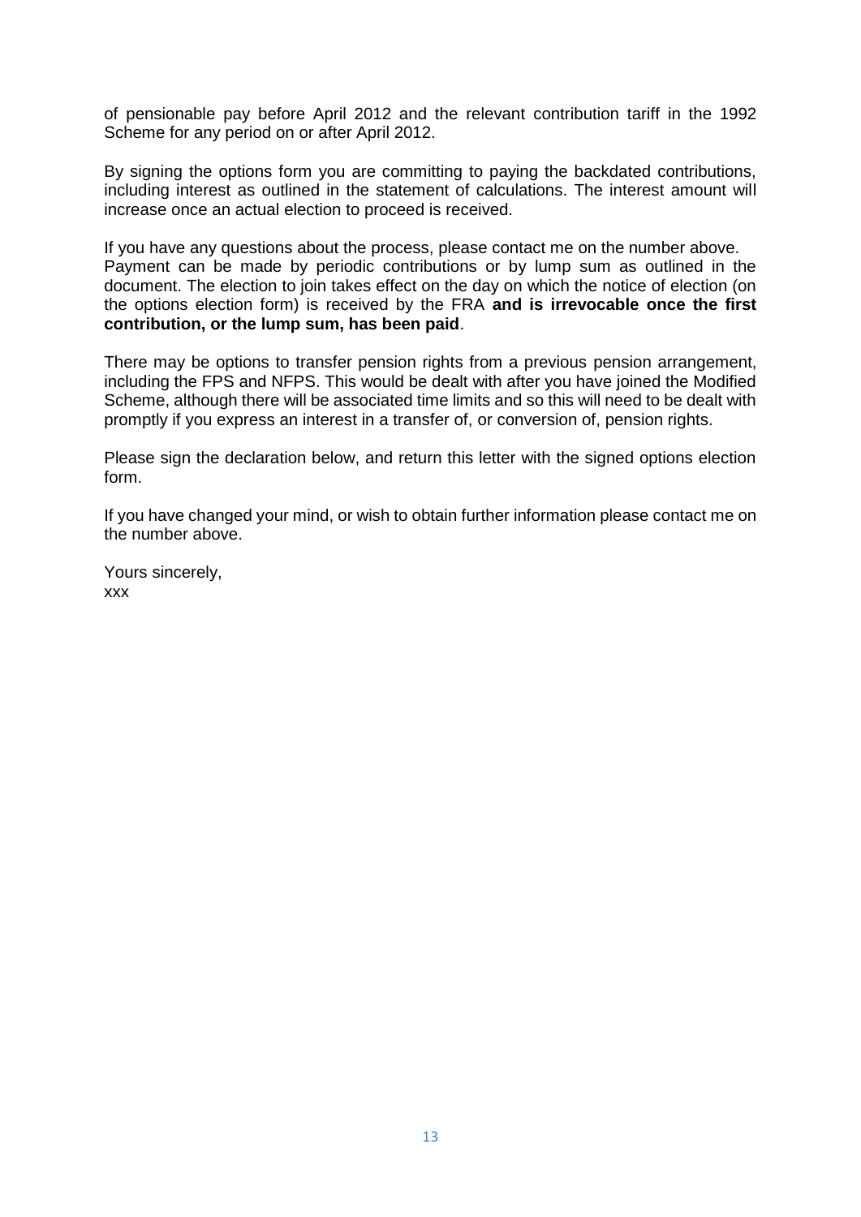of pensionable pay before April 2012 and the relevant contribution tariff in the 1992 Scheme for any period on or after April 2012.

By signing the options form you are committing to paying the backdated contributions, including interest as outlined in the statement of calculations. The interest amount will increase once an actual election to proceed is received.

If you have any questions about the process, please contact me on the number above.
Payment can be made by periodic contributions or by lump sum as outlined in the document. The election to join takes effect on the day on which the notice of election (on the options election form) is received by the FRA **and is irrevocable once the first contribution, or the lump sum, has been paid**.

There may be options to transfer pension rights from a previous pension arrangement, including the FPS and NFPS. This would be dealt with after you have joined the Modified Scheme, although there will be associated time limits and so this will need to be dealt with promptly if you express an interest in a transfer of, or conversion of, pension rights.

Please sign the declaration below, and return this letter with the signed options election form.

If you have changed your mind, or wish to obtain further information please contact me on the number above.

Yours sincerely,
xxx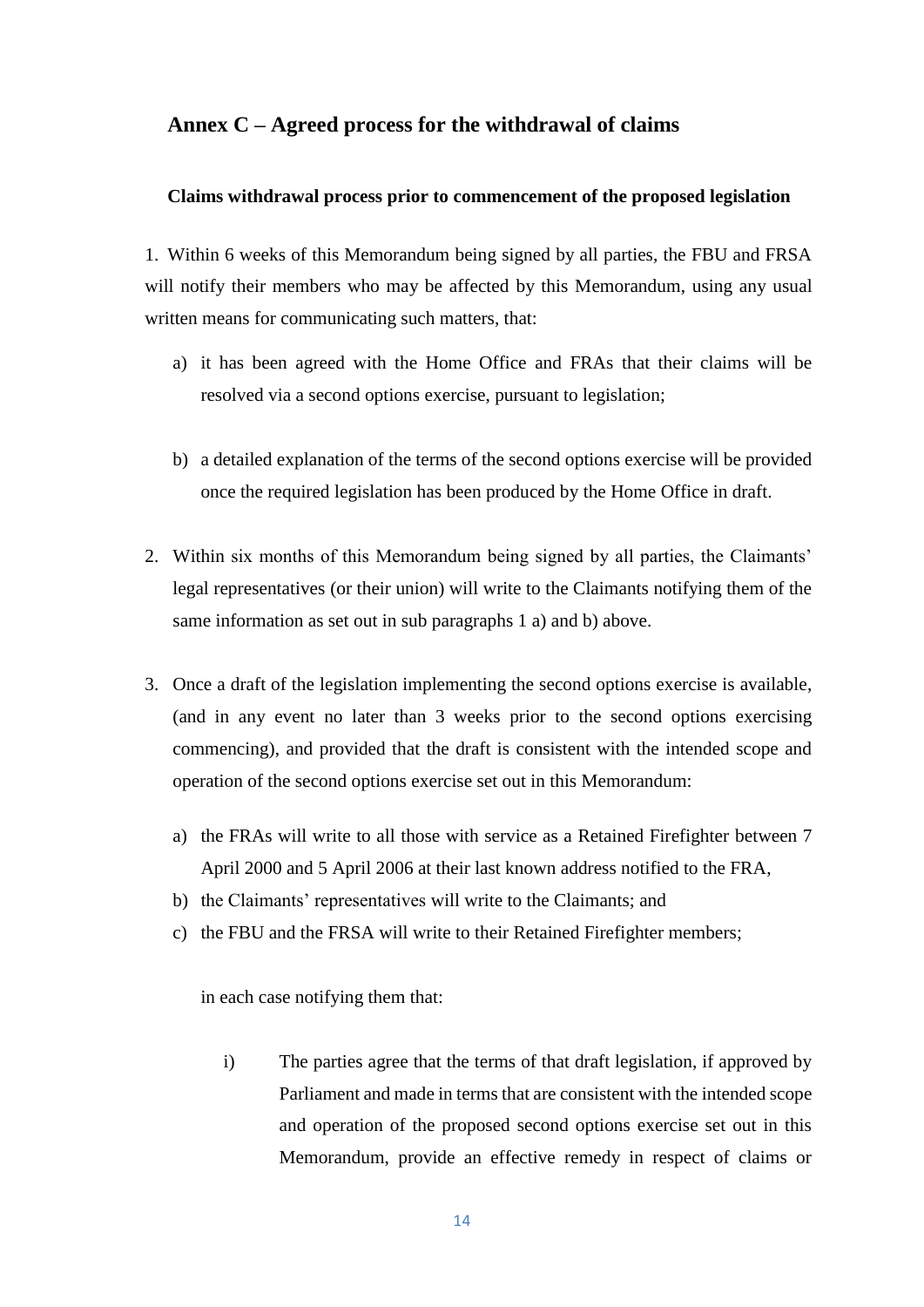## Annex C – Agreed process for the withdrawal of claims

### Claims withdrawal process prior to commencement of the proposed legislation

1. Within 6 weeks of this Memorandum being signed by all parties, the FBU and FRSA will notify their members who may be affected by this Memorandum, using any usual written means for communicating such matters, that:

   a) it has been agreed with the Home Office and FRAs that their claims will be resolved via a second options exercise, pursuant to legislation;

   b) a detailed explanation of the terms of the second options exercise will be provided once the required legislation has been produced by the Home Office in draft.

2. Within six months of this Memorandum being signed by all parties, the Claimants' legal representatives (or their union) will write to the Claimants notifying them of the same information as set out in sub paragraphs 1 a) and b) above.

3. Once a draft of the legislation implementing the second options exercise is available, (and in any event no later than 3 weeks prior to the second options exercising commencing), and provided that the draft is consistent with the intended scope and operation of the second options exercise set out in this Memorandum:

   a) the FRAs will write to all those with service as a Retained Firefighter between 7 April 2000 and 5 April 2006 at their last known address notified to the FRA,
   b) the Claimants' representatives will write to the Claimants; and
   c) the FBU and the FRSA will write to their Retained Firefighter members;

   in each case notifying them that:

   i) The parties agree that the terms of that draft legislation, if approved by Parliament and made in terms that are consistent with the intended scope and operation of the proposed second options exercise set out in this Memorandum, provide an effective remedy in respect of claims or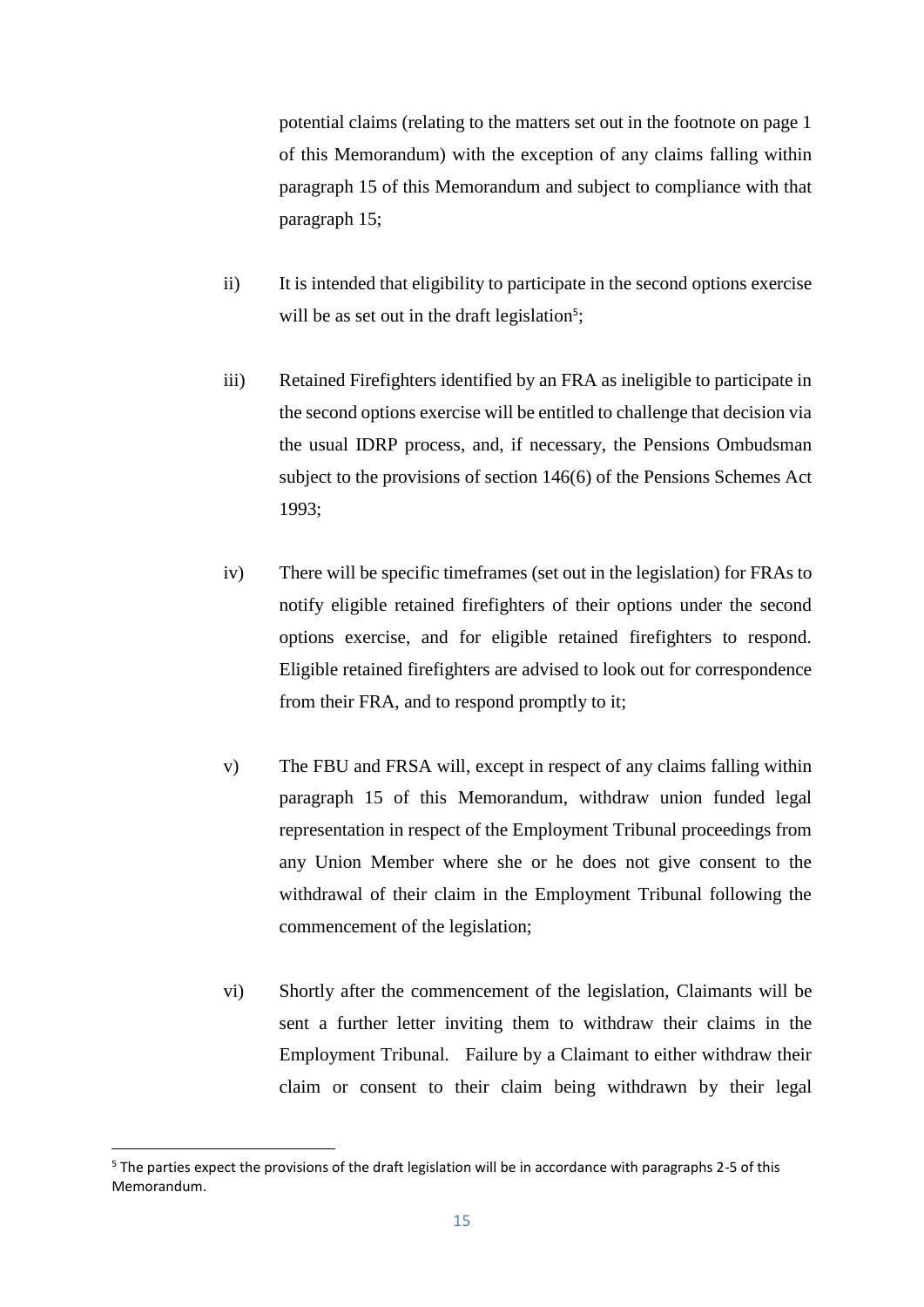potential claims (relating to the matters set out in the footnote on page 1 of this Memorandum) with the exception of any claims falling within paragraph 15 of this Memorandum and subject to compliance with that paragraph 15;

ii) It is intended that eligibility to participate in the second options exercise will be as set out in the draft legislation[5];

iii) Retained Firefighters identified by an FRA as ineligible to participate in the second options exercise will be entitled to challenge that decision via the usual IDRP process, and, if necessary, the Pensions Ombudsman subject to the provisions of section 146(6) of the Pensions Schemes Act 1993;

iv) There will be specific timeframes (set out in the legislation) for FRAs to notify eligible retained firefighters of their options under the second options exercise, and for eligible retained firefighters to respond. Eligible retained firefighters are advised to look out for correspondence from their FRA, and to respond promptly to it;

v) The FBU and FRSA will, except in respect of any claims falling within paragraph 15 of this Memorandum, withdraw union funded legal representation in respect of the Employment Tribunal proceedings from any Union Member where she or he does not give consent to the withdrawal of their claim in the Employment Tribunal following the commencement of the legislation;

vi) Shortly after the commencement of the legislation, Claimants will be sent a further letter inviting them to withdraw their claims in the Employment Tribunal. Failure by a Claimant to either withdraw their claim or consent to their claim being withdrawn by their legal

[5] The parties expect the provisions of the draft legislation will be in accordance with paragraphs 2-5 of this Memorandum.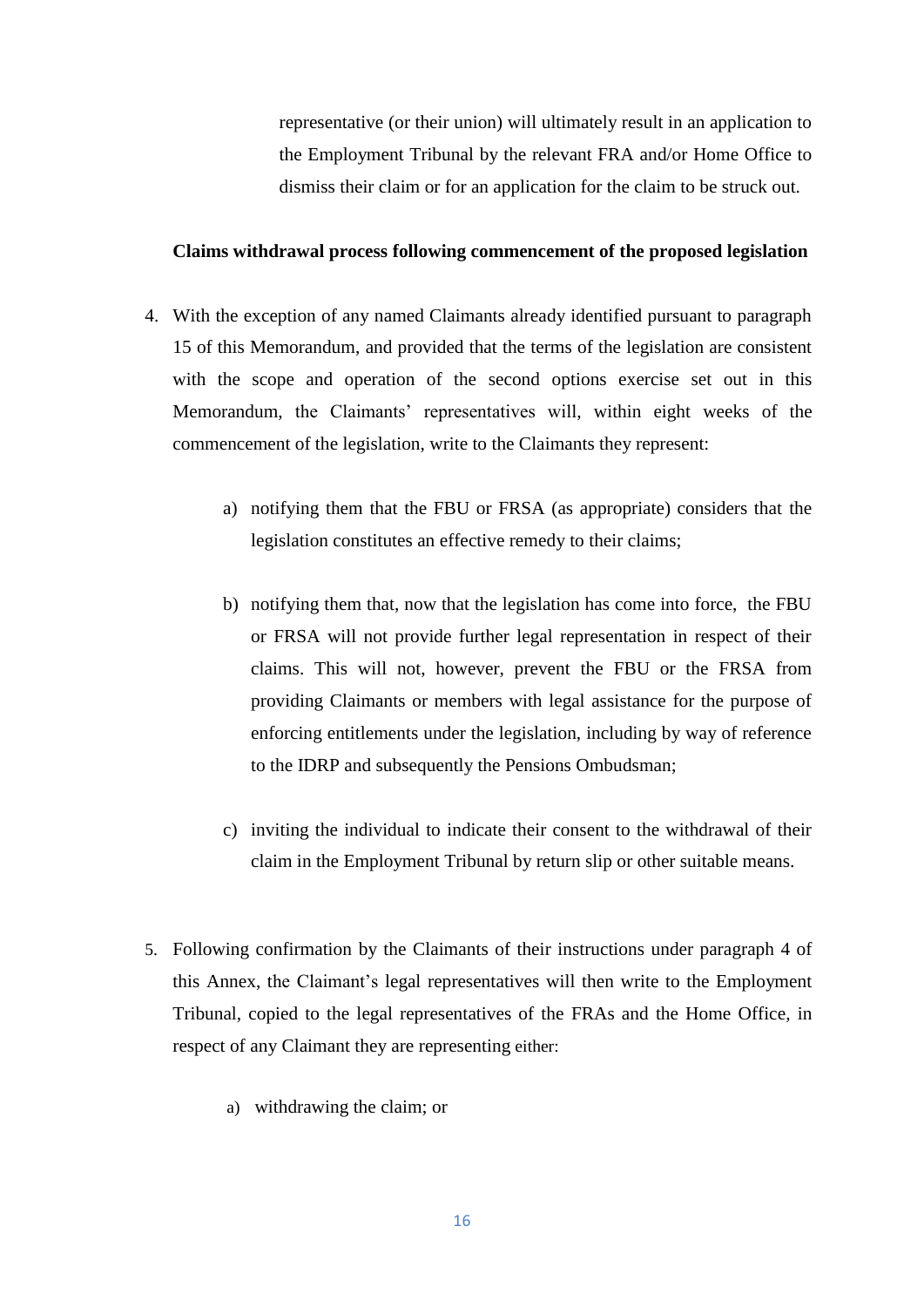representative (or their union) will ultimately result in an application to the Employment Tribunal by the relevant FRA and/or Home Office to dismiss their claim or for an application for the claim to be struck out.

**Claims withdrawal process following commencement of the proposed legislation**

4. With the exception of any named Claimants already identified pursuant to paragraph 15 of this Memorandum, and provided that the terms of the legislation are consistent with the scope and operation of the second options exercise set out in this Memorandum, the Claimants' representatives will, within eight weeks of the commencement of the legislation, write to the Claimants they represent:

   a) notifying them that the FBU or FRSA (as appropriate) considers that the legislation constitutes an effective remedy to their claims;

   b) notifying them that, now that the legislation has come into force, the FBU or FRSA will not provide further legal representation in respect of their claims. This will not, however, prevent the FBU or the FRSA from providing Claimants or members with legal assistance for the purpose of enforcing entitlements under the legislation, including by way of reference to the IDRP and subsequently the Pensions Ombudsman;

   c) inviting the individual to indicate their consent to the withdrawal of their claim in the Employment Tribunal by return slip or other suitable means.

5. Following confirmation by the Claimants of their instructions under paragraph 4 of this Annex, the Claimant's legal representatives will then write to the Employment Tribunal, copied to the legal representatives of the FRAs and the Home Office, in respect of any Claimant they are representing either:

   a) withdrawing the claim; or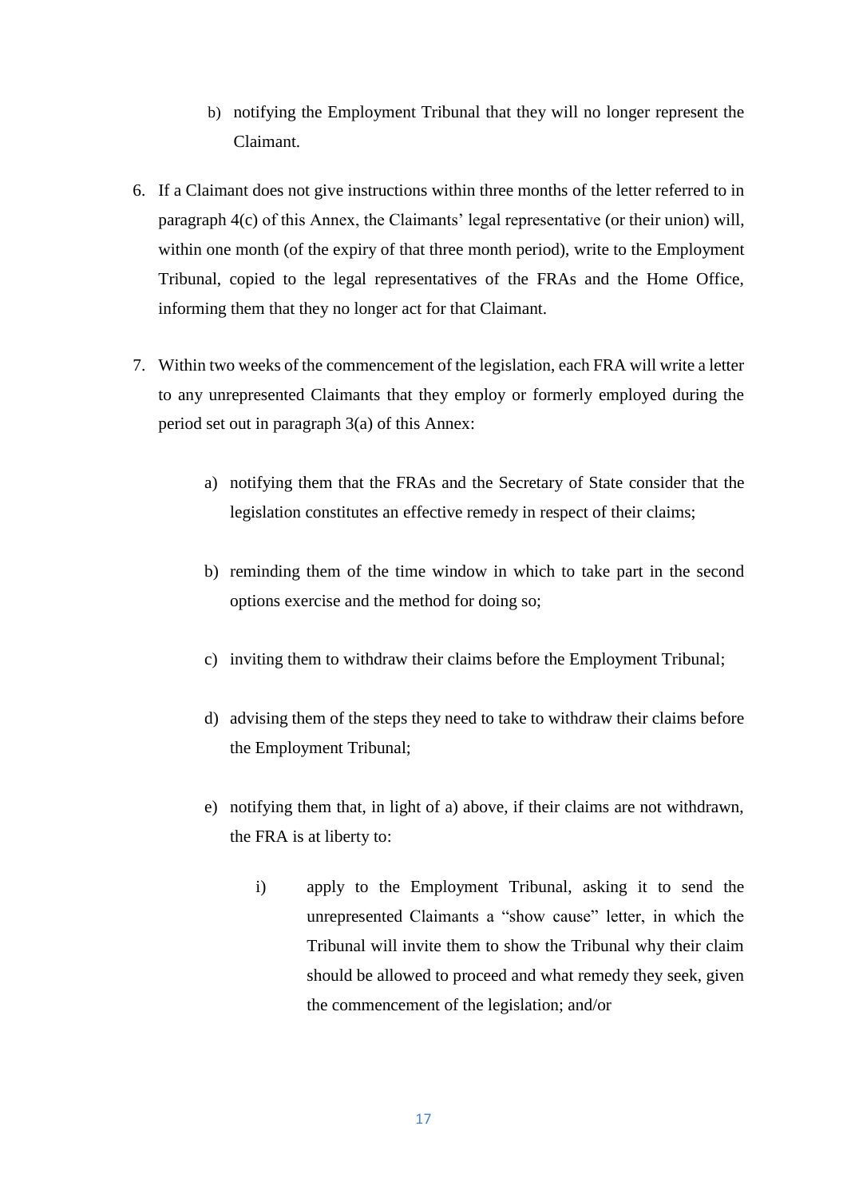b) notifying the Employment Tribunal that they will no longer represent the Claimant.

6. If a Claimant does not give instructions within three months of the letter referred to in paragraph 4(c) of this Annex, the Claimants' legal representative (or their union) will, within one month (of the expiry of that three month period), write to the Employment Tribunal, copied to the legal representatives of the FRAs and the Home Office, informing them that they no longer act for that Claimant.

7. Within two weeks of the commencement of the legislation, each FRA will write a letter to any unrepresented Claimants that they employ or formerly employed during the period set out in paragraph 3(a) of this Annex:

    a) notifying them that the FRAs and the Secretary of State consider that the legislation constitutes an effective remedy in respect of their claims;

    b) reminding them of the time window in which to take part in the second options exercise and the method for doing so;

    c) inviting them to withdraw their claims before the Employment Tribunal;

    d) advising them of the steps they need to take to withdraw their claims before the Employment Tribunal;

    e) notifying them that, in light of a) above, if their claims are not withdrawn, the FRA is at liberty to:

        i) apply to the Employment Tribunal, asking it to send the unrepresented Claimants a "show cause" letter, in which the Tribunal will invite them to show the Tribunal why their claim should be allowed to proceed and what remedy they seek, given the commencement of the legislation; and/or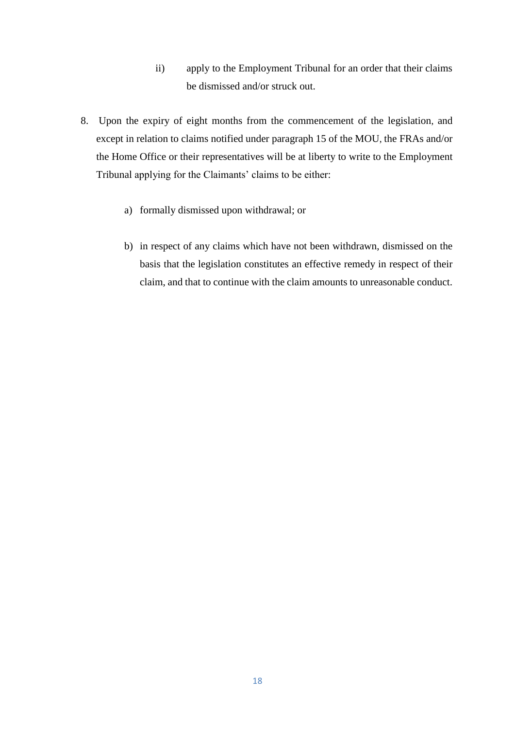ii) apply to the Employment Tribunal for an order that their claims be dismissed and/or struck out.

8. Upon the expiry of eight months from the commencement of the legislation, and except in relation to claims notified under paragraph 15 of the MOU, the FRAs and/or the Home Office or their representatives will be at liberty to write to the Employment Tribunal applying for the Claimants' claims to be either:

   a) formally dismissed upon withdrawal; or

   b) in respect of any claims which have not been withdrawn, dismissed on the basis that the legislation constitutes an effective remedy in respect of their claim, and that to continue with the claim amounts to unreasonable conduct.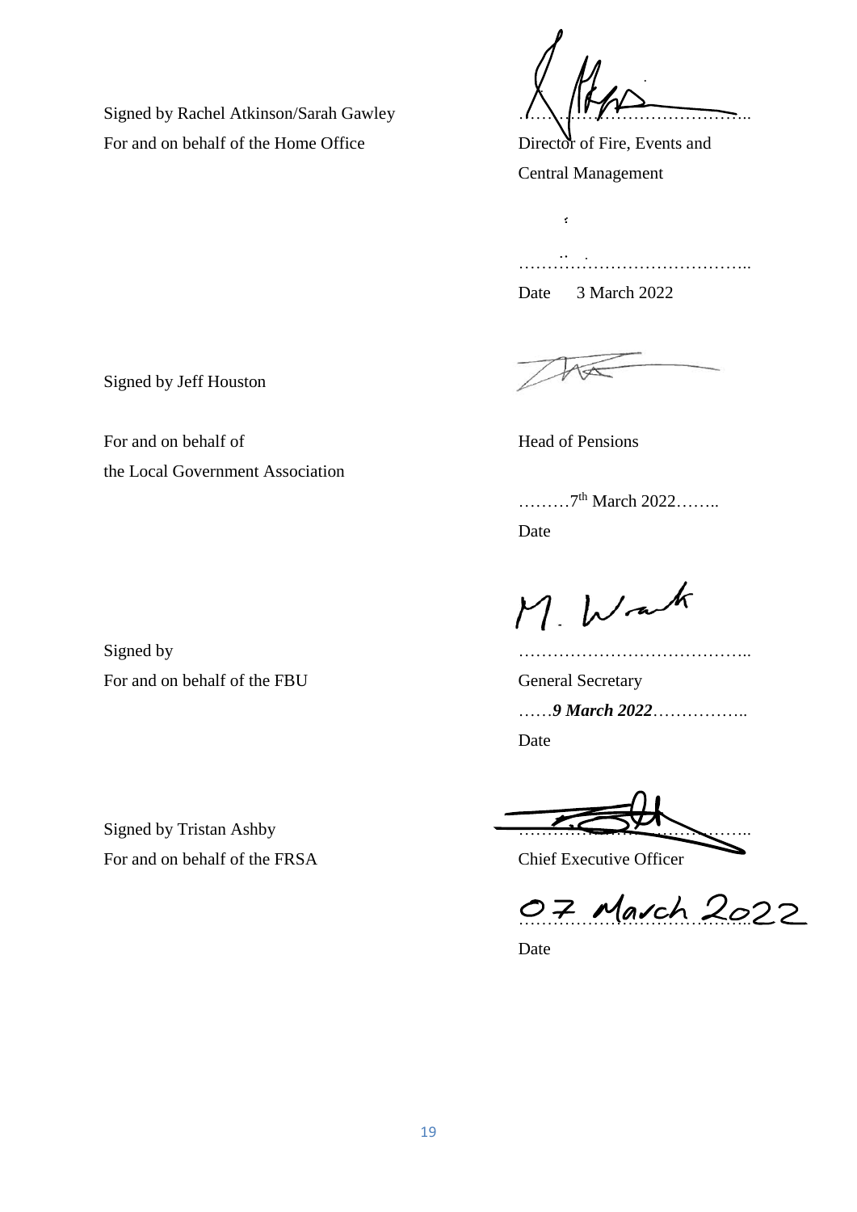Signed by Rachel Atkinson/Sarah Gawley
For and on behalf of the Home Office

……………………………………..
Director of Fire, Events and Central Management

……………………………………..
Date 3 March 2022

Signed by Jeff Houston

For and on behalf of the Local Government Association

Head of Pensions

………7th March 2022……..
Date

Signed by
For and on behalf of the FBU

……………………………………..
General Secretary

……***9 March 2022***……………..
Date

Signed by Tristan Ashby
For and on behalf of the FRSA

……………………………………..
Chief Executive Officer

07 March 2022

Date